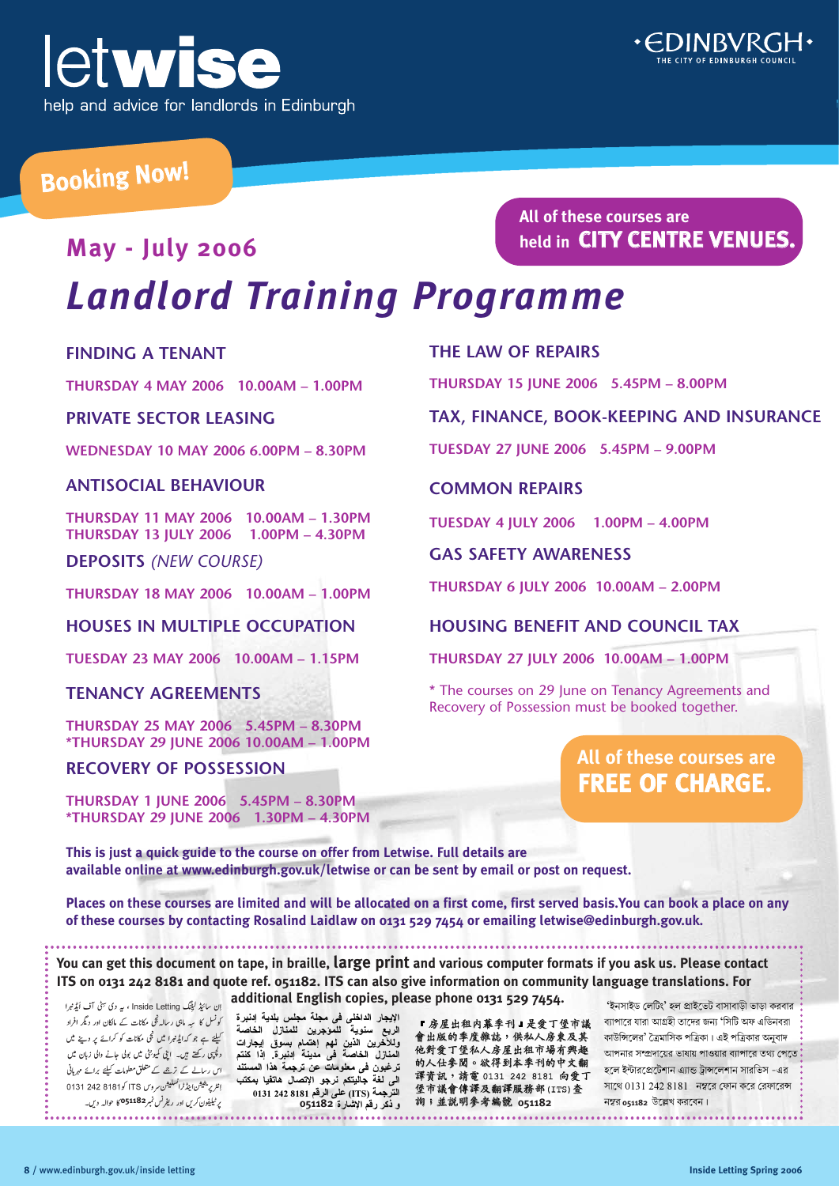# letwise

help and advice for landlords in Edinburgh

EDINBVRGH
THE CITY OF EDINBURGH COUNCIL

**Booking Now!**

## May - July 2006

**All of these courses are held in CITY CENTRE VENUES.**

# Landlord Training Programme

### FINDING A TENANT

THURSDAY 4 MAY 2006 10.00AM – 1.00PM

### PRIVATE SECTOR LEASING

WEDNESDAY 10 MAY 2006 6.00PM – 8.30PM

### ANTISOCIAL BEHAVIOUR

THURSDAY 11 MAY 2006 10.00AM – 1.30PM
THURSDAY 13 JULY 2006 1.00PM – 4.30PM

### DEPOSITS *(NEW COURSE)*

THURSDAY 18 MAY 2006 10.00AM – 1.00PM

### HOUSES IN MULTIPLE OCCUPATION

TUESDAY 23 MAY 2006 10.00AM – 1.15PM

### TENANCY AGREEMENTS

THURSDAY 25 MAY 2006 5.45PM – 8.30PM
*THURSDAY 29 JUNE 2006 10.00AM – 1.00PM

### RECOVERY OF POSSESSION

THURSDAY 1 JUNE 2006 5.45PM – 8.30PM
*THURSDAY 29 JUNE 2006 1.30PM – 4.30PM

### THE LAW OF REPAIRS

THURSDAY 15 JUNE 2006 5.45PM – 8.00PM

### TAX, FINANCE, BOOK-KEEPING AND INSURANCE

TUESDAY 27 JUNE 2006 5.45PM – 9.00PM

### COMMON REPAIRS

TUESDAY 4 JULY 2006 1.00PM – 4.00PM

### GAS SAFETY AWARENESS

THURSDAY 6 JULY 2006 10.00AM – 2.00PM

### HOUSING BENEFIT AND COUNCIL TAX

THURSDAY 27 JULY 2006 10.00AM – 1.00PM

* The courses on 29 June on Tenancy Agreements and Recovery of Possession must be booked together.

**All of these courses are FREE OF CHARGE.**

**This is just a quick guide to the course on offer from Letwise. Full details are available online at www.edinburgh.gov.uk/letwise or can be sent by email or post on request.**

**Places on these courses are limited and will be allocated on a first come, first served basis.You can book a place on any of these courses by contacting Rosalind Laidlaw on 0131 529 7454 or emailing letwise@edinburgh.gov.uk.**

**You can get this document on tape, in braille, large print and various computer formats if you ask us. Please contact ITS on 0131 242 8181 and quote ref. 051182. ITS can also give information on community language translations. For additional English copies, please phone 0131 529 7454.**

ان سائیڈ لیٹنگ Inside Letting ، یہ دی سٹی آف ایڈنبرا کونسل کا سہ ماہی رسالہ نجی مکانات کے مالکان اور دیگر افراد کیلئے ہے جو کہ ایڈنبرا میں نجی مکانات کو کرائے پر دینے میں دلچسپی رکھتے ہیں۔ اپنی کمیونٹی میں بولی جانے والی زبان میں اس رسالے کے ترجمے کے متعلق معلومات کیلئے برائے مہربانی انٹرپریٹیشن اینڈ ٹرانسلیشن سروس ITS کو 8181 242 0131 پر ٹیلیفون کریں اور ریفرنس نمبر051182 کا حوالہ دیں۔

الإيجار الداخلي في مجلة مجلس بلدية إدنبرة الربع سنوية للمؤجرين للمنازل الخاصة وللآخرين الذين لهم إهتمام بسوق إيجارات المنازل الخاصة في مدينة إدنبرة. إذا كنتم ترغبون في معلومات عن ترجمة هذا المستند الى لغة جاليتكم نرجو الإتصال هاتفيا بمكتب الترجمة (ITS) على الرقم 8181 242 0131 و ذكر رقم الإشارة 051182

『房屋出租內幕季刊』是愛丁堡市議會出版的季度雜誌，供私人房東及其他對愛丁堡私人房屋出租市場有興趣的人仕參閱。欲得到本季刊的中文翻譯資訊，請電 0131 242 8181 向愛丁堡市議會傳譯及翻譯服務部 (ITS) 查詢；並說明參考編號 051182

'ইনসাইড লেটিং' হল প্রাইভেট বাসাবাড়ী ভাড়া করবার ব্যাপারে যারা আগ্রহী তাদের জন্য 'সিটি অফ এডিনবরা কাউন্সিলের' ত্রৈমাসিক পত্রিকা। এই পত্রিকার অনুবাদ আপনার সম্প্রদায়ের ভাষায় পাওয়ার ব্যাপারে তথ্য পেতে হলে ইন্টারপ্রেটেশান এ্যান্ড ট্রান্সলেশান সারভিস -এর সাথে 0131 242 8181 নম্বরে ফোন করে রেফারেন্স নম্বর 051182 উল্লেখ করবেন।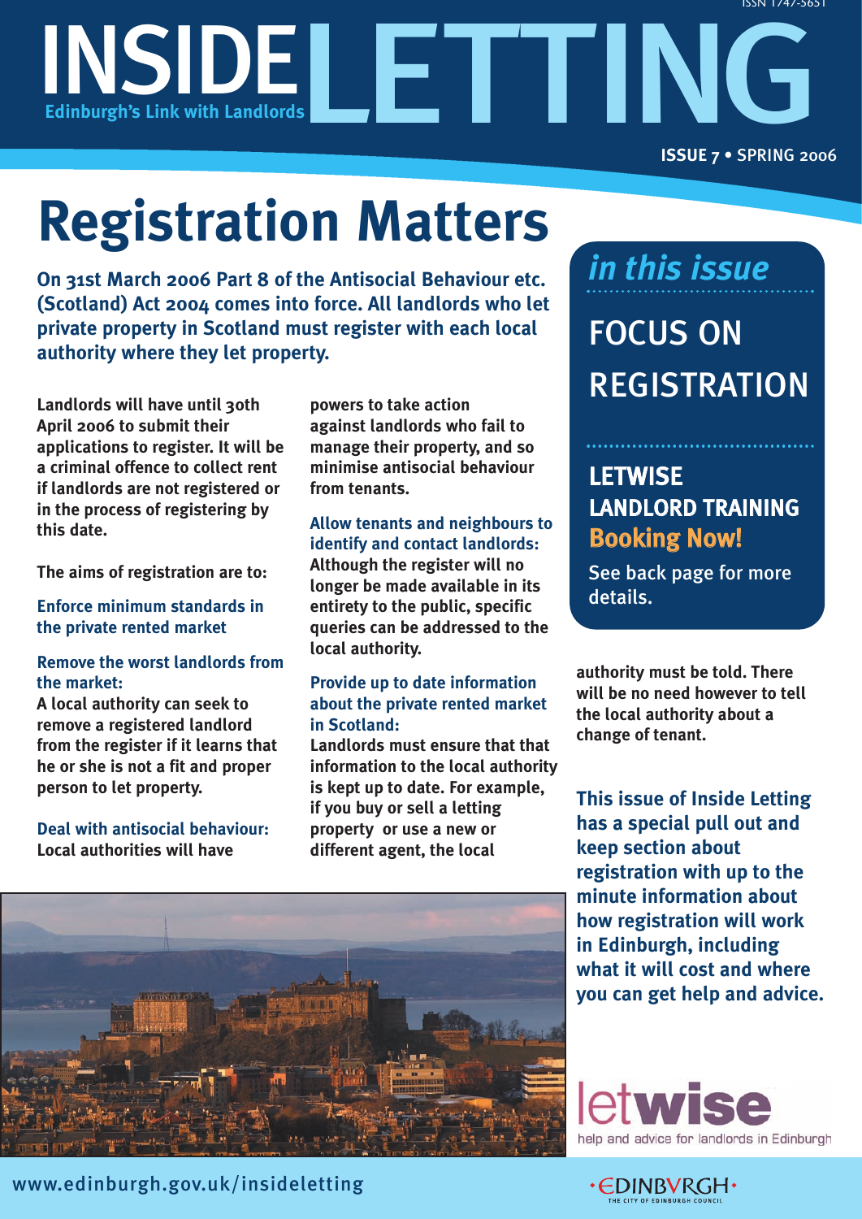# INSIDE LETTING

Edinburgh's Link with Landlords

ISSUE 7 • SPRING 2006

# Registration Matters

**On 31st March 2006 Part 8 of the Antisocial Behaviour etc. (Scotland) Act 2004 comes into force. All landlords who let private property in Scotland must register with each local authority where they let property.**

Landlords will have until 30th April 2006 to submit their applications to register. It will be a criminal offence to collect rent if landlords are not registered or in the process of registering by this date.

The aims of registration are to:

**Enforce minimum standards in the private rented market**

**Remove the worst landlords from the market:**
A local authority can seek to remove a registered landlord from the register if it learns that he or she is not a fit and proper person to let property.

**Deal with antisocial behaviour:**
Local authorities will have powers to take action against landlords who fail to manage their property, and so minimise antisocial behaviour from tenants.

**Allow tenants and neighbours to identify and contact landlords:**
Although the register will no longer be made available in its entirety to the public, specific queries can be addressed to the local authority.

**Provide up to date information about the private rented market in Scotland:**
Landlords must ensure that that information to the local authority is kept up to date. For example, if you buy or sell a letting property or use a new or different agent, the local authority must be told. There will be no need however to tell the local authority about a change of tenant.

## *in this issue*

FOCUS ON REGISTRATION

**LETWISE LANDLORD TRAINING**
**Booking Now!**
See back page for more details.

**This issue of Inside Letting has a special pull out and keep section about registration with up to the minute information about how registration will work in Edinburgh, including what it will cost and where you can get help and advice.**

letwise – help and advice for landlords in Edinburgh

www.edinburgh.gov.uk/insideletting

EDINBVRGH – THE CITY OF EDINBURGH COUNCIL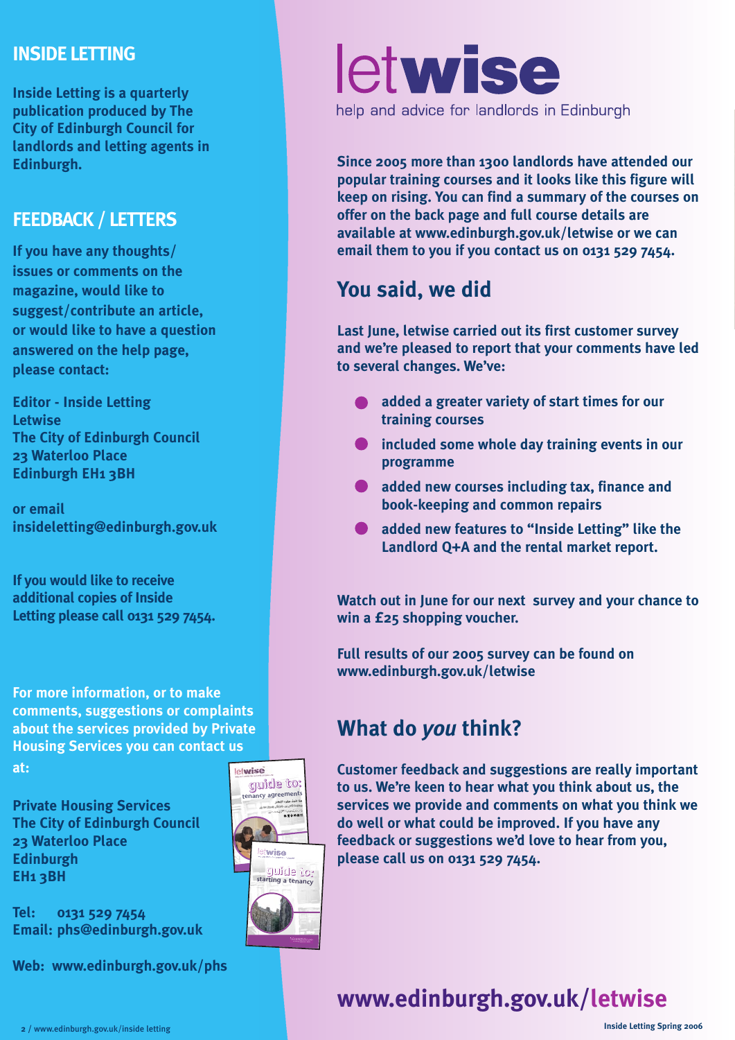## INSIDE LETTING

**Inside Letting is a quarterly publication produced by The City of Edinburgh Council for landlords and letting agents in Edinburgh.**

## FEEDBACK / LETTERS

**If you have any thoughts/ issues or comments on the magazine, would like to suggest/contribute an article, or would like to have a question answered on the help page, please contact:**

**Editor - Inside Letting**
**Letwise**
**The City of Edinburgh Council**
**23 Waterloo Place**
**Edinburgh EH1 3BH**

**or email**
**insideletting@edinburgh.gov.uk**

**If you would like to receive additional copies of Inside Letting please call 0131 529 7454.**

**For more information, or to make comments, suggestions or complaints about the services provided by Private Housing Services you can contact us at:**

**Private Housing Services**
**The City of Edinburgh Council**
**23 Waterloo Place**
**Edinburgh**
**EH1 3BH**

**Tel: 0131 529 7454**
**Email: phs@edinburgh.gov.uk**

**Web: www.edinburgh.gov.uk/phs**

# letwise

help and advice for landlords in Edinburgh

**Since 2005 more than 1300 landlords have attended our popular training courses and it looks like this figure will keep on rising. You can find a summary of the courses on offer on the back page and full course details are available at www.edinburgh.gov.uk/letwise or we can email them to you if you contact us on 0131 529 7454.**

## You said, we did

**Last June, letwise carried out its first customer survey and we're pleased to report that your comments have led to several changes. We've:**

- **added a greater variety of start times for our training courses**
- **included some whole day training events in our programme**
- **added new courses including tax, finance and book-keeping and common repairs**
- **added new features to "Inside Letting" like the Landlord Q+A and the rental market report.**

**Watch out in June for our next survey and your chance to win a £25 shopping voucher.**

**Full results of our 2005 survey can be found on www.edinburgh.gov.uk/letwise**

## What do *you* think?

**Customer feedback and suggestions are really important to us. We're keen to hear what you think about us, the services we provide and comments on what you think we do well or what could be improved. If you have any feedback or suggestions we'd love to hear from you, please call us on 0131 529 7454.**

**www.edinburgh.gov.uk/letwise**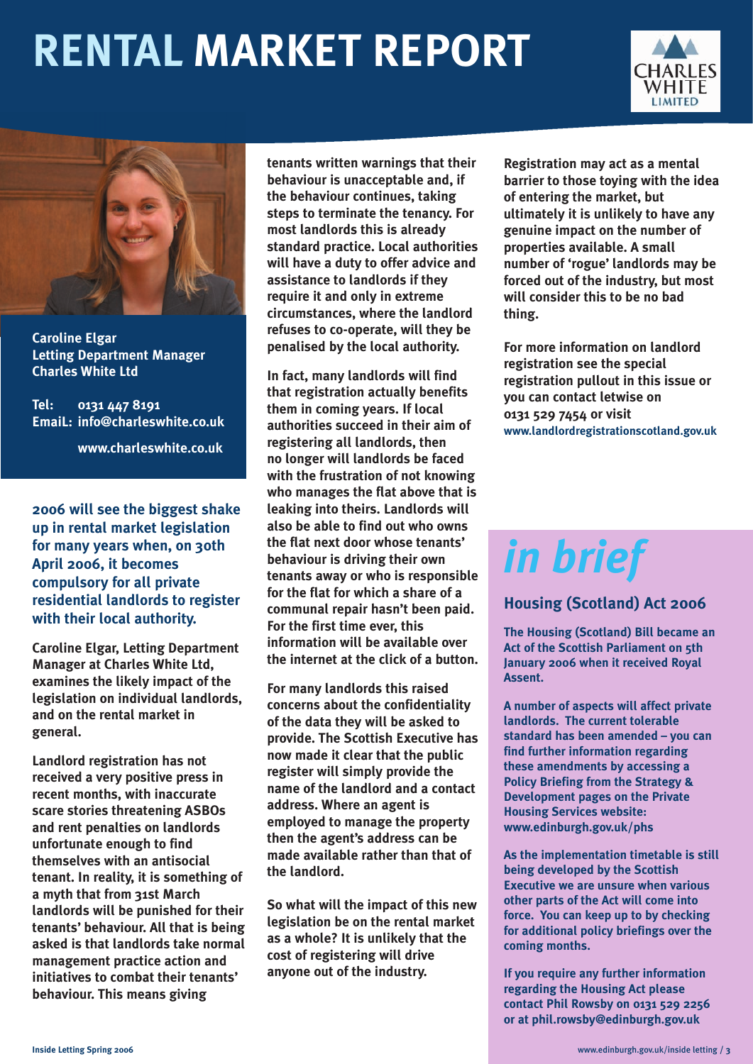# RENTAL MARKET REPORT

**Caroline Elgar**
**Letting Department Manager**
**Charles White Ltd**

**Tel: 0131 447 8191**
**EmaiL: info@charleswhite.co.uk**

**www.charleswhite.co.uk**

**2006 will see the biggest shake up in rental market legislation for many years when, on 30th April 2006, it becomes compulsory for all private residential landlords to register with their local authority.**

**Caroline Elgar, Letting Department Manager at Charles White Ltd, examines the likely impact of the legislation on individual landlords, and on the rental market in general.**

Landlord registration has not received a very positive press in recent months, with inaccurate scare stories threatening ASBOs and rent penalties on landlords unfortunate enough to find themselves with an antisocial tenant. In reality, it is something of a myth that from 31st March landlords will be punished for their tenants' behaviour. All that is being asked is that landlords take normal management practice action and initiatives to combat their tenants' behaviour. This means giving tenants written warnings that their behaviour is unacceptable and, if the behaviour continues, taking steps to terminate the tenancy. For most landlords this is already standard practice. Local authorities will have a duty to offer advice and assistance to landlords if they require it and only in extreme circumstances, where the landlord refuses to co-operate, will they be penalised by the local authority.

In fact, many landlords will find that registration actually benefits them in coming years. If local authorities succeed in their aim of registering all landlords, then no longer will landlords be faced with the frustration of not knowing who manages the flat above that is leaking into theirs. Landlords will also be able to find out who owns the flat next door whose tenants' behaviour is driving their own tenants away or who is responsible for the flat for which a share of a communal repair hasn't been paid. For the first time ever, this information will be available over the internet at the click of a button.

For many landlords this raised concerns about the confidentiality of the data they will be asked to provide. The Scottish Executive has now made it clear that the public register will simply provide the name of the landlord and a contact address. Where an agent is employed to manage the property then the agent's address can be made available rather than that of the landlord.

So what will the impact of this new legislation be on the rental market as a whole? It is unlikely that the cost of registering will drive anyone out of the industry. Registration may act as a mental barrier to those toying with the idea of entering the market, but ultimately it is unlikely to have any genuine impact on the number of properties available. A small number of 'rogue' landlords may be forced out of the industry, but most will consider this to be no bad thing.

For more information on landlord registration see the special registration pullout in this issue or you can contact letwise on 0131 529 7454 or visit www.landlordregistrationscotland.gov.uk

## *in brief*

### Housing (Scotland) Act 2006

The Housing (Scotland) Bill became an Act of the Scottish Parliament on 5th January 2006 when it received Royal Assent.

A number of aspects will affect private landlords. The current tolerable standard has been amended – you can find further information regarding these amendments by accessing a Policy Briefing from the Strategy & Development pages on the Private Housing Services website: www.edinburgh.gov.uk/phs

As the implementation timetable is still being developed by the Scottish Executive we are unsure when various other parts of the Act will come into force. You can keep up to by checking for additional policy briefings over the coming months.

If you require any further information regarding the Housing Act please contact Phil Rowsby on 0131 529 2256 or at phil.rowsby@edinburgh.gov.uk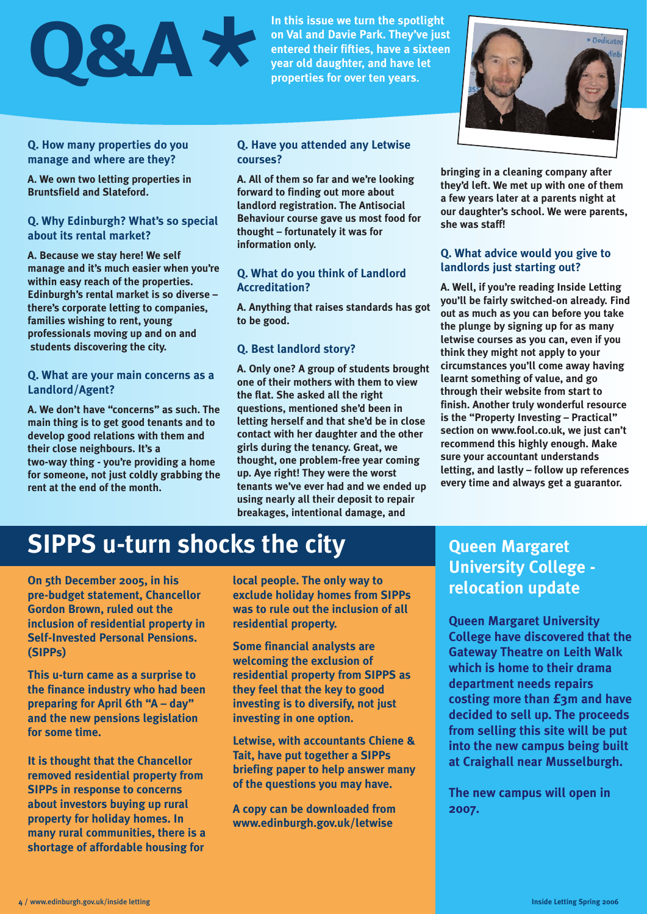# Q&A *

**In this issue we turn the spotlight on Val and Davie Park. They've just entered their fifties, have a sixteen year old daughter, and have let properties for over ten years.**

### Q. How many properties do you manage and where are they?

**A. We own two letting properties in Bruntsfield and Slateford.**

### Q. Why Edinburgh? What's so special about its rental market?

**A. Because we stay here! We self manage and it's much easier when you're within easy reach of the properties. Edinburgh's rental market is so diverse – there's corporate letting to companies, families wishing to rent, young professionals moving up and on and students discovering the city.**

### Q. What are your main concerns as a Landlord/Agent?

**A. We don't have "concerns" as such. The main thing is to get good tenants and to develop good relations with them and their close neighbours. It's a two-way thing - you're providing a home for someone, not just coldly grabbing the rent at the end of the month.**

### Q. Have you attended any Letwise courses?

**A. All of them so far and we're looking forward to finding out more about landlord registration. The Antisocial Behaviour course gave us most food for thought – fortunately it was for information only.**

### Q. What do you think of Landlord Accreditation?

**A. Anything that raises standards has got to be good.**

### Q. Best landlord story?

**A. Only one? A group of students brought one of their mothers with them to view the flat. She asked all the right questions, mentioned she'd been in letting herself and that she'd be in close contact with her daughter and the other girls during the tenancy. Great, we thought, one problem-free year coming up. Aye right! They were the worst tenants we've ever had and we ended up using nearly all their deposit to repair breakages, intentional damage, and bringing in a cleaning company after they'd left. We met up with one of them a few years later at a parents night at our daughter's school. We were parents, she was staff!**

### Q. What advice would you give to landlords just starting out?

**A. Well, if you're reading Inside Letting you'll be fairly switched-on already. Find out as much as you can before you take the plunge by signing up for as many letwise courses as you can, even if you think they might not apply to your circumstances you'll come away having learnt something of value, and go through their website from start to finish. Another truly wonderful resource is the "Property Investing – Practical" section on www.fool.co.uk, we just can't recommend this highly enough. Make sure your accountant understands letting, and lastly – follow up references every time and always get a guarantor.**

# SIPPS u-turn shocks the city

**On 5th December 2005, in his pre-budget statement, Chancellor Gordon Brown, ruled out the inclusion of residential property in Self-Invested Personal Pensions. (SIPPs)**

**This u-turn came as a surprise to the finance industry who had been preparing for April 6th "A – day" and the new pensions legislation for some time.**

**It is thought that the Chancellor removed residential property from SIPPs in response to concerns about investors buying up rural property for holiday homes. In many rural communities, there is a shortage of affordable housing for local people. The only way to exclude holiday homes from SIPPs was to rule out the inclusion of all residential property.**

**Some financial analysts are welcoming the exclusion of residential property from SIPPS as they feel that the key to good investing is to diversify, not just investing in one option.**

**Letwise, with accountants Chiene & Tait, have put together a SIPPs briefing paper to help answer many of the questions you may have.**

**A copy can be downloaded from www.edinburgh.gov.uk/letwise**

## Queen Margaret University College - relocation update

**Queen Margaret University College have discovered that the Gateway Theatre on Leith Walk which is home to their drama department needs repairs costing more than £3m and have decided to sell up. The proceeds from selling this site will be put into the new campus being built at Craighall near Musselburgh.**

**The new campus will open in 2007.**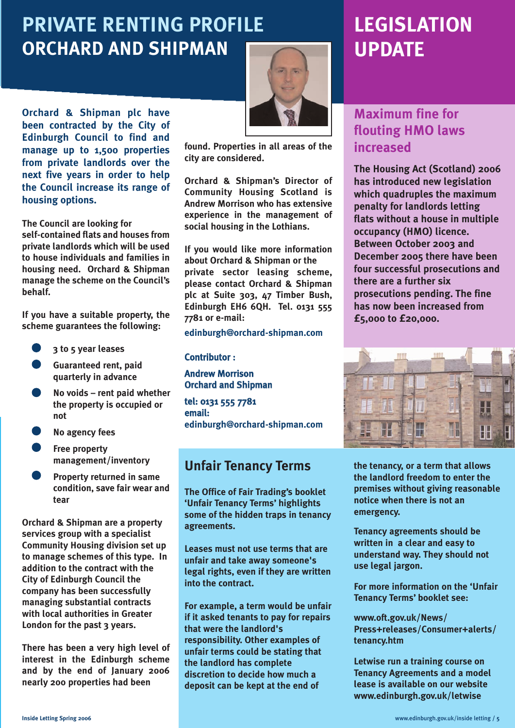# PRIVATE RENTING PROFILE

## ORCHARD AND SHIPMAN

**Orchard & Shipman plc have been contracted by the City of Edinburgh Council to find and manage up to 1,500 properties from private landlords over the next five years in order to help the Council increase its range of housing options.**

The Council are looking for self-contained flats and houses from private landlords which will be used to house individuals and families in housing need. Orchard & Shipman manage the scheme on the Council's behalf.

If you have a suitable property, the scheme guarantees the following:

- 3 to 5 year leases
- Guaranteed rent, paid quarterly in advance
- No voids – rent paid whether the property is occupied or not
- No agency fees
- Free property management/inventory
- Property returned in same condition, save fair wear and tear

Orchard & Shipman are a property services group with a specialist Community Housing division set up to manage schemes of this type. In addition to the contract with the City of Edinburgh Council the company has been successfully managing substantial contracts with local authorities in Greater London for the past 3 years.

There has been a very high level of interest in the Edinburgh scheme and by the end of January 2006 nearly 200 properties had been found. Properties in all areas of the city are considered.

Orchard & Shipman's Director of Community Housing Scotland is Andrew Morrison who has extensive experience in the management of social housing in the Lothians.

If you would like more information about Orchard & Shipman or the private sector leasing scheme, please contact Orchard & Shipman plc at Suite 303, 47 Timber Bush, Edinburgh EH6 6QH. Tel. 0131 555 7781 or e-mail:

edinburgh@orchard-shipman.com

**Contributor :**

**Andrew Morrison**
**Orchard and Shipman**

**tel: 0131 555 7781**
**email:**
**edinburgh@orchard-shipman.com**

# LEGISLATION UPDATE

## Maximum fine for flouting HMO laws increased

**The Housing Act (Scotland) 2006 has introduced new legislation which quadruples the maximum penalty for landlords letting flats without a house in multiple occupancy (HMO) licence. Between October 2003 and December 2005 there have been four successful prosecutions and there are a further six prosecutions pending. The fine has now been increased from £5,000 to £20,000.**

## Unfair Tenancy Terms

The Office of Fair Trading's booklet 'Unfair Tenancy Terms' highlights some of the hidden traps in tenancy agreements.

Leases must not use terms that are unfair and take away someone's legal rights, even if they are written into the contract.

For example, a term would be unfair if it asked tenants to pay for repairs that were the landlord's responsibility. Other examples of unfair terms could be stating that the landlord has complete discretion to decide how much a deposit can be kept at the end of the tenancy, or a term that allows the landlord freedom to enter the premises without giving reasonable notice when there is not an emergency.

Tenancy agreements should be written in a clear and easy to understand way. They should not use legal jargon.

For more information on the 'Unfair Tenancy Terms' booklet see:

www.oft.gov.uk/News/Press+releases/Consumer+alerts/tenancy.htm

Letwise run a training course on Tenancy Agreements and a model lease is available on our website www.edinburgh.gov.uk/letwise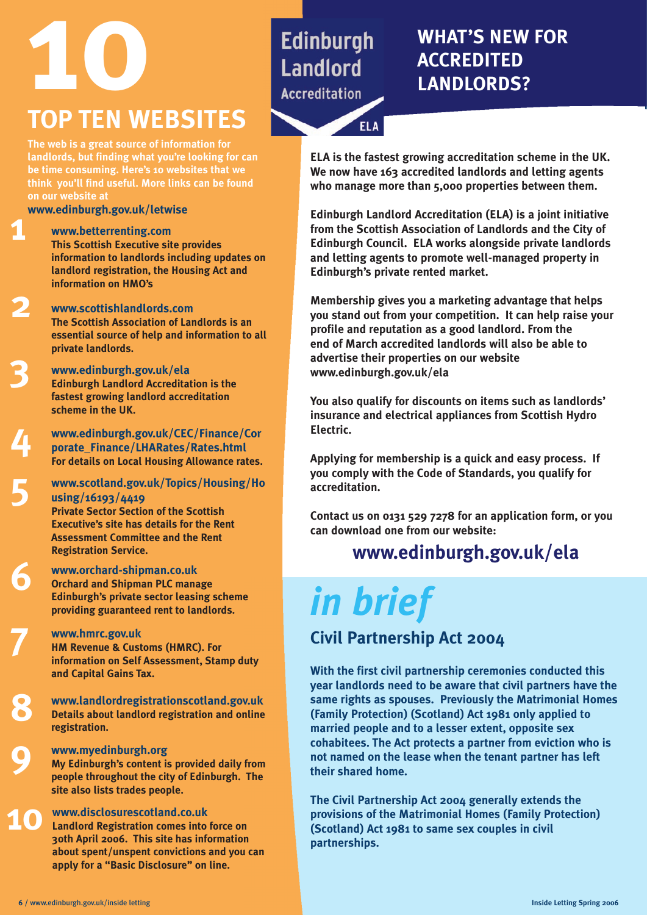# 10 TOP TEN WEBSITES

**The web is a great source of information for landlords, but finding what you're looking for can be time consuming. Here's 10 websites that we think you'll find useful. More links can be found on our website at**

**www.edinburgh.gov.uk/letwise**

1. **www.betterrenting.com**
   **This Scottish Executive site provides information to landlords including updates on landlord registration, the Housing Act and information on HMO's**

2. **www.scottishlandlords.com**
   **The Scottish Association of Landlords is an essential source of help and information to all private landlords.**

3. **www.edinburgh.gov.uk/ela**
   **Edinburgh Landlord Accreditation is the fastest growing landlord accreditation scheme in the UK.**

4. **www.edinburgh.gov.uk/CEC/Finance/Corporate_Finance/LHARates/Rates.html**
   **For details on Local Housing Allowance rates.**

5. **www.scotland.gov.uk/Topics/Housing/Housing/16193/4419**
   **Private Sector Section of the Scottish Executive's site has details for the Rent Assessment Committee and the Rent Registration Service.**

6. **www.orchard-shipman.co.uk**
   **Orchard and Shipman PLC manage Edinburgh's private sector leasing scheme providing guaranteed rent to landlords.**

7. **www.hmrc.gov.uk**
   **HM Revenue & Customs (HMRC). For information on Self Assessment, Stamp duty and Capital Gains Tax.**

8. **www.landlordregistrationscotland.gov.uk**
   **Details about landlord registration and online registration.**

9. **www.myedinburgh.org**
   **My Edinburgh's content is provided daily from people throughout the city of Edinburgh. The site also lists trades people.**

10. **www.disclosurescotland.co.uk**
    **Landlord Registration comes into force on 30th April 2006. This site has information about spent/unspent convictions and you can apply for a "Basic Disclosure" on line.**

Edinburgh Landlord Accreditation

ELA

# WHAT'S NEW FOR ACCREDITED LANDLORDS?

**ELA is the fastest growing accreditation scheme in the UK. We now have 163 accredited landlords and letting agents who manage more than 5,000 properties between them.**

**Edinburgh Landlord Accreditation (ELA) is a joint initiative from the Scottish Association of Landlords and the City of Edinburgh Council. ELA works alongside private landlords and letting agents to promote well-managed property in Edinburgh's private rented market.**

**Membership gives you a marketing advantage that helps you stand out from your competition. It can help raise your profile and reputation as a good landlord. From the end of March accredited landlords will also be able to advertise their properties on our website www.edinburgh.gov.uk/ela**

**You also qualify for discounts on items such as landlords' insurance and electrical appliances from Scottish Hydro Electric.**

**Applying for membership is a quick and easy process. If you comply with the Code of Standards, you qualify for accreditation.**

**Contact us on 0131 529 7278 for an application form, or you can download one from our website:**

## www.edinburgh.gov.uk/ela

# *in brief*

## Civil Partnership Act 2004

**With the first civil partnership ceremonies conducted this year landlords need to be aware that civil partners have the same rights as spouses. Previously the Matrimonial Homes (Family Protection) (Scotland) Act 1981 only applied to married people and to a lesser extent, opposite sex cohabitees. The Act protects a partner from eviction who is not named on the lease when the tenant partner has left their shared home.**

**The Civil Partnership Act 2004 generally extends the provisions of the Matrimonial Homes (Family Protection) (Scotland) Act 1981 to same sex couples in civil partnerships.**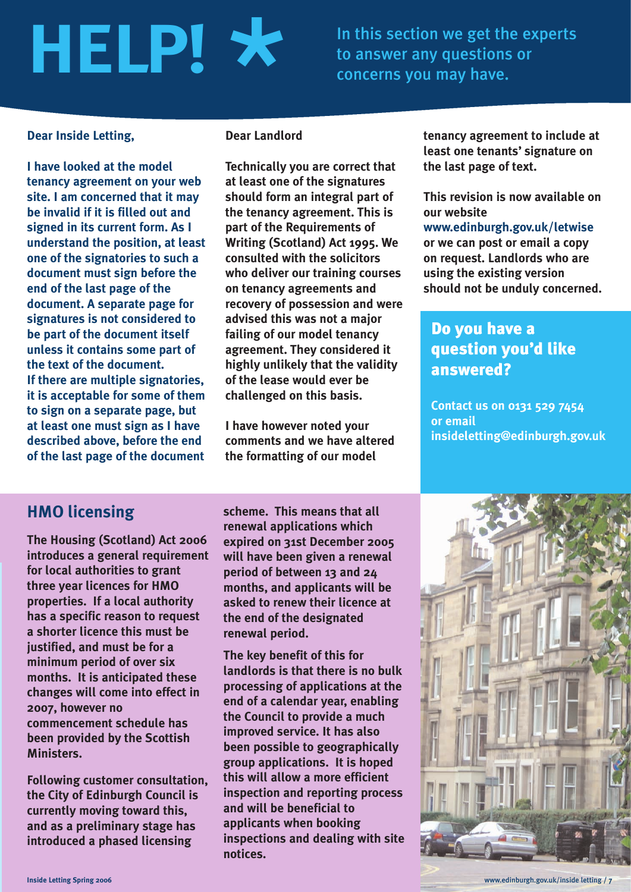# HELP! *

In this section we get the experts to answer any questions or concerns you may have.

**Dear Inside Letting,**

**I have looked at the model tenancy agreement on your web site. I am concerned that it may be invalid if it is filled out and signed in its current form. As I understand the position, at least one of the signatories to such a document must sign before the end of the last page of the document. A separate page for signatures is not considered to be part of the document itself unless it contains some part of the text of the document. If there are multiple signatories, it is acceptable for some of them to sign on a separate page, but at least one must sign as I have described above, before the end of the last page of the document**

**Dear Landlord**

**Technically you are correct that at least one of the signatures should form an integral part of the tenancy agreement. This is part of the Requirements of Writing (Scotland) Act 1995. We consulted with the solicitors who deliver our training courses on tenancy agreements and recovery of possession and were advised this was not a major failing of our model tenancy agreement. They considered it highly unlikely that the validity of the lease would ever be challenged on this basis.**

**I have however noted your comments and we have altered the formatting of our model tenancy agreement to include at least one tenants' signature on the last page of text.**

**This revision is now available on our website www.edinburgh.gov.uk/letwise or we can post or email a copy on request. Landlords who are using the existing version should not be unduly concerned.**

## Do you have a question you'd like answered?

**Contact us on 0131 529 7454 or email insideletting@edinburgh.gov.uk**

## HMO licensing

**The Housing (Scotland) Act 2006 introduces a general requirement for local authorities to grant three year licences for HMO properties. If a local authority has a specific reason to request a shorter licence this must be justified, and must be for a minimum period of over six months. It is anticipated these changes will come into effect in 2007, however no commencement schedule has been provided by the Scottish Ministers.**

**Following customer consultation, the City of Edinburgh Council is currently moving toward this, and as a preliminary stage has introduced a phased licensing scheme. This means that all renewal applications which expired on 31st December 2005 will have been given a renewal period of between 13 and 24 months, and applicants will be asked to renew their licence at the end of the designated renewal period.**

**The key benefit of this for landlords is that there is no bulk processing of applications at the end of a calendar year, enabling the Council to provide a much improved service. It has also been possible to geographically group applications. It is hoped this will allow a more efficient inspection and reporting process and will be beneficial to applicants when booking inspections and dealing with site notices.**